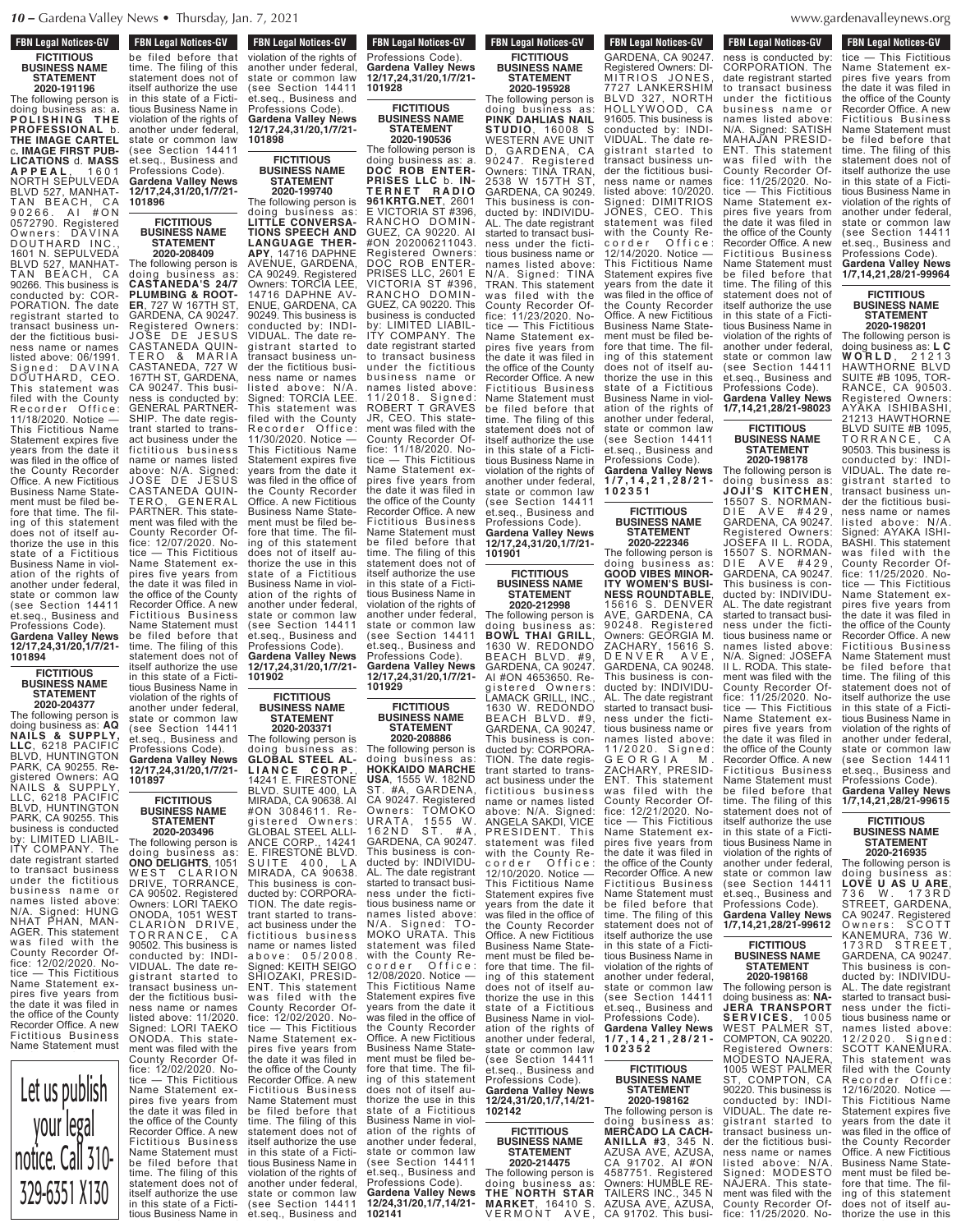**FBN Legal Notices-GV**

### FICTITIOUS BUSINESS NAME STATEMENT 2020-191196

The following person is doing business as: a. **POLISHING THE PROFESSIONAL** b. **THE IMAGE CARTEL** c. **IMAGE FIRST PUBLICATIONS** d. **MASS APPEAL**, 1601 NORTH SEPULVEDA BLVD 527, MANHATTAN BEACH, CA 90266. AI #ON 0572790. Registered Owners: DAVINA DOUTHARD INC., 1601 N. SEPULVEDA BLVD 527, MANHATTAN BEACH, CA 90266. This business is conducted by: CORPORATION. The date registrant started to transact business under the fictitious business name or names listed above: 06/1991. Signed: DAVINA DOUTHARD, CEO. This statement was filed with the County Recorder Office: 11/18/2020. Notice — This Fictitious Name Statement expires five years from the date it was filed in the office of the County Recorder Office. A new Fictitious Business Name Statement must be filed before that time. The filing of this statement does not of itself authorize the use in this state of a Fictitious Business Name in violation of the rights of another under federal, state or common law (see Section 14411 et.seq., Business and Professions Code). **Gardena Valley News 12/17,24,31/20,1/7/21-101894**

### FICTITIOUS BUSINESS NAME STATEMENT 2020-204377

The following person is doing business as: **AQ NAILS & SUPPLY, LLC**, 6218 PACIFIC BLVD, HUNTINGTON PARK, CA 90255. Registered Owners: AQ NAILS & SUPPLY, LLC, 6218 PACIFIC BLVD, HUNTINGTON PARK, CA 90255. This business is conducted by: LIMITED LIABILITY COMPANY. The date registrant started to transact business under the fictitious business name or names listed above: N/A. Signed: HUNG NHAT PHAN, MANAGER. This statement was filed with the County Recorder Office: 12/02/2020. Notice — This Fictitious Name Statement expires five years from the date it was filed in the office of the County Recorder Office. A new Fictitious Business Name Statement must be filed before that time. The filing of this statement does not of itself authorize the use in this state of a Fictitious Business Name in violation of the rights of another under federal, state or common law (see Section 14411 et.seq., Business and Professions Code). **Gardena Valley News 12/17,24,31/20,1/7/21-101897**

Let us publish your legal notice. Call 310-329-6351 X130

**FBN Legal Notices-GV**

### FICTITIOUS BUSINESS NAME STATEMENT 2020-208409

The following person is doing business as: **CASTANEDA'S 24/7 PLUMBING & ROOTER**, 727 W 167TH ST, GARDENA, CA 90247. Registered Owners: JOSE DE JESUS CASTANEDA QUINTERO & MARIA CASTANEDA, 727 W 167TH ST, GARDENA, CA 90247. This business is conducted by: GENERAL PARTNERSHIP. The date registrant started to transact business under the fictitious business name or names listed above: N/A. Signed: JOSE DE JESUS CASTANEDA QUINTERO, GENERAL PARTNER. This statement was filed with the County Recorder Office: 12/07/2020. Notice — This Fictitious Name Statement expires five years from the date it was filed in the office of the County Recorder Office. A new Fictitious Business Name Statement must be filed before that time. The filing of this statement does not of itself authorize the use in this state of a Fictitious Business Name in violation of the rights of another under federal, state or common law (see Section 14411 et.seq., Business and Professions Code). **Gardena Valley News 12/17,24,31/20,1/7/21-101896**

### FICTITIOUS BUSINESS NAME STATEMENT 2020-203496

The following person is doing business as: **ONO DELIGHTS**, 1051 WEST CLARION DRIVE, TORRANCE, CA 90502. Registered Owners: LORI TAEKO ONODA, 1051 WEST CLARION DRIVE, TORRANCE, CA 90502. This business is conducted by: INDIVIDUAL. The date registrant started to transact business under the fictitious business name or names listed above: 11/2020. Signed: LORI TAEKO ONODA. This statement was filed with the County Recorder Office: 12/02/2020. Notice — This Fictitious Name Statement expires five years from the date it was filed in the office of the County Recorder Office. A new Fictitious Business Name Statement must be filed before that time. The filing of this statement does not of itself authorize the use in this state of a Fictitious Business Name in violation of the rights of another under federal, state or common law (see Section 14411 et.seq., Business and Professions Code). **Gardena Valley News 12/17,24,31/20,1/7/21-101898**

**FBN Legal Notices-GV**

### FICTITIOUS BUSINESS NAME STATEMENT 2020-199740

The following person is doing business as: **LITTLE CONVERSATIONS SPEECH AND LANGUAGE THERAPY**, 14716 DAPHNE AVENUE, GARDENA, CA 90249. Registered Owners: TORCIA LEE, 14716 DAPHNE AVENUE, GARDENA, CA 90249. This business is conducted by: INDIVIDUAL. The date registrant started to transact business under the fictitious business name or names listed above: N/A. Signed: TORCIA LEE. This statement was filed with the County Recorder Office: 11/30/2020. Notice — This Fictitious Name Statement expires five years from the date it was filed in the office of the County Recorder Office. A new Fictitious Business Name Statement must be filed before that time. The filing of this statement does not of itself authorize the use in this state of a Fictitious Business Name in violation of the rights of another under federal, state or common law (see Section 14411 et.seq., Business and Professions Code). **Gardena Valley News 12/17,24,31/20,1/7/21-101902**

### FICTITIOUS BUSINESS NAME STATEMENT 2020-203371

The following person is doing business as: **GLOBAL STEEL ALLIANCE CORP.**, 14241 E. FIRESTONE BLVD. SUITE 400, LA MIRADA, CA 90638. AI #ON 3084611. Registered Owners: GLOBAL STEEL ALLIANCE CORP., 14241 E. FIRESTONE BLVD. SUITE 400, LA MIRADA, CA 90638. This business is conducted by: CORPORATION. The date registrant started to transact business under the fictitious business name or names listed above: 05/2008. Signed: KEITH SEIGO SHIOZAKI, PRESIDENT. This statement was filed with the County Recorder Office: 12/02/2020. Notice — This Fictitious Name Statement expires five years from the date it was filed in the office of the County Recorder Office. A new Fictitious Business Name Statement must be filed before that time. The filing of this statement does not of itself authorize the use in this state of a Fictitious Business Name in violation of the rights of another under federal, state or common law (see Section 14411 et.seq., Business and Professions Code). **Gardena Valley News 12/17,24,31/20,1/7/21-101928**

**FBN Legal Notices-GV**

### FICTITIOUS BUSINESS NAME STATEMENT 2020-190536

The following person is doing business as: a. **DOC ROB ENTERPRISES LLC** b. **INTERNET RADIO 961KRTG.NET**, 2601 E VICTORIA ST #396, RANCHO DOMINGUEZ, CA 90220. AI #ON 202006211043. Registered Owners: DOC ROB ENTERPRISES LLC, 2601 E VICTORIA ST #396, RANCHO DOMINGUEZ, CA 90220. This business is conducted by: LIMITED LIABILITY COMPANY. The date registrant started to transact business under the fictitious business name or names listed above: 11/2018. Signed: ROBERT T GRAVES JR, CEO. This statement was filed with the County Recorder Office: 11/18/2020. Notice — This Fictitious Name Statement expires five years from the date it was filed in the office of the County Recorder Office. A new Fictitious Business Name Statement must be filed before that time. The filing of this statement does not of itself authorize the use in this state of a Fictitious Business Name in violation of the rights of another under federal, state or common law (see Section 14411 et.seq., Business and Professions Code). **Gardena Valley News 12/17,24,31/20,1/7/21-101929**

### FICTITIOUS BUSINESS NAME STATEMENT 2020-208886

The following person is doing business as: **HOKKAIDO MARCHE USA**, 1555 W. 182ND ST. #A, GARDENA, CA 90247. Registered Owners: TOMOKO URATA, 1555 W. 162ND ST. #A, GARDENA, CA 90247. This business is conducted by: INDIVIDUAL. The date registrant started to transact business under the fictitious business name or names listed above: N/A. Signed: TOMOKO URATA. This statement was filed with the County Recorder Office: 12/08/2020. Notice — This Fictitious Name Statement expires five years from the date it was filed in the office of the County Recorder Office. A new Fictitious Business Name Statement must be filed before that time. The filing of this statement does not of itself authorize the use in this state of a Fictitious Business Name in violation of the rights of another under federal, state or common law (see Section 14411 et.seq., Business and Professions Code). **Gardena Valley News 12/24,31/20,1/7,14/21-102141**

**FBN Legal Notices-GV**

### FICTITIOUS BUSINESS NAME STATEMENT 2020-195928

The following person is doing business as: **PINK DAHLIAS NAIL STUDIO**, 16008 S WESTERN AVE UNIT D, GARDENA, CA 90247. Registered Owners: TINA TRAN, 2538 W 157TH ST, GARDENA, CA 90249. This business is conducted by: INDIVIDUAL. The date registrant started to transact business under the fictitious business name or names listed above: N/A. Signed: TINA TRAN. This statement was filed with the County Recorder Office: 11/23/2020. Notice — This Fictitious Name Statement expires five years from the date it was filed in the office of the County Recorder Office. A new Fictitious Business Name Statement must be filed before that time. The filing of this statement does not of itself authorize the use in this state of a Fictitious Business Name in violation of the rights of another under federal, state or common law (see Section 14411 et.seq., Business and Professions Code). **Gardena Valley News 12/17,24,31/20,1/7/21-101901**

### FICTITIOUS BUSINESS NAME STATEMENT 2020-212998

The following person is doing business as: **BOWL THAI GRILL**, 1630 W. REDONDO BEACH BLVD. #9, GARDENA, CA 90247. AI #ON 4593650. Registered Owners: LAMACK GRILL, INC., 1630 W. REDONDO BEACH BLVD. #9, GARDENA, CA 90247. This business is conducted by: CORPORATION. The date registrant started to transact business under the fictitious business name or names listed above: N/A. Signed: ANGELA SAKDI, VICE PRESIDENT. This statement was filed with the County Recorder Office: 12/10/2020. Notice — This Fictitious Name Statement expires five years from the date it was filed in the office of the County Recorder Office. A new Fictitious Business Name Statement must be filed before that time. The filing of this statement does not of itself authorize the use in this state of a Fictitious Business Name in violation of the rights of another under federal, state or common law (see Section 14411 et.seq., Business and Professions Code). **Gardena Valley News 12/24,31/20,1/7,14/21-102142**

### FICTITIOUS BUSINESS NAME STATEMENT 2020-214475

The following person is doing business as: **THE NORTH STAR MARKET**, 16410 S. VERMONT AVE, GARDENA, CA 90247. Registered Owners: DIMITRIOS JONES, 7727 LANKERSHIM BLVD 327, NORTH HOLLYWOOD, CA 91605. This business is conducted by: INDIVIDUAL. The date registrant started to transact business under the fictitious business name or names listed above: 10/2020. Signed: DIMITRIOS JONES, CEO. This statement was filed with the County Recorder Office: 12/14/2020. Notice — This Fictitious Name Statement expires five years from the date it was filed in the office of the County Recorder Office. A new Fictitious Business Name Statement must be filed before that time. The filing of this statement does not of itself authorize the use in this state of a Fictitious Business Name in violation of the rights of another under federal, state or common law (see Section 14411 et.seq., Business and Professions Code). **Gardena Valley News 1/7,14,21,28/21-102351**

**FBN Legal Notices-GV**

### FICTITIOUS BUSINESS NAME STATEMENT 2020-222346

The following person is doing business as: **GOOD VIBES MINORITY WOMEN'S BUSINESS ROUNDTABLE**, 15616 S. DENVER AVE, GARDENA, CA 90248. Registered Owners: GEORGIA M. ZACHARY, 15616 S. DENVER AVE, GARDENA, CA 90248. This business is conducted by: INDIVIDUAL. The date registrant started to transact business under the fictitious business name or names listed above: 11/2020. Signed: GEORGIA M. ZACHARY, PRESIDENT. This statement was filed with the County Recorder Office: 12/21/2020. Notice — This Fictitious Name Statement expires five years from the date it was filed in the office of the County Recorder Office. A new Fictitious Business Name Statement must be filed before that time. The filing of this statement does not of itself authorize the use in this state of a Fictitious Business Name in violation of the rights of another under federal, state or common law (see Section 14411 et.seq., Business and Professions Code). **Gardena Valley News 1/7,14,21,28/21-102352**

### FICTITIOUS BUSINESS NAME STATEMENT 2020-198162

The following person is doing business as: **MERCADO LA CACHANILLA #3**, 345 N. AZUSA AVE, AZUSA, CA 91702. AI #ON 4587751. Registered Owners: HUMBLE RETAILERS INC., 345 N AZUSA AVE, AZUSA, CA 91702. This business is conducted by: CORPORATION. The date registrant started to transact business under the fictitious business name or names listed above: N/A. Signed: SATISH MAHAJAN PRESIDENT. This statement was filed with the County Recorder Office: 11/25/2020. Notice — This Fictitious Name Statement expires five years from the date it was filed in the office of the County Recorder Office. A new Fictitious Business Name Statement must be filed before that time. The filing of this statement does not of itself authorize the use in this state of a Fictitious Business Name in violation of the rights of another under federal, state or common law (see Section 14411 et.seq., Business and Professions Code). **Gardena Valley News 1/7,14,21,28/21-98023**

**FBN Legal Notices-GV**

### FICTITIOUS BUSINESS NAME STATEMENT 2020-198178

The following person is doing business as: **JOJI'S KITCHEN**, 15507 S. NORMANDIE AVE #429, GARDENA, CA 90247. Registered Owners: JOSEFA II L. RODA, 15507 S. NORMANDIE AVE #429, GARDENA, CA 90247. This business is conducted by: INDIVIDUAL. The date registrant started to transact business under the fictitious business name or names listed above: N/A. Signed: JOSEFA II L. RODA. This statement was filed with the County Recorder Office: 11/25/2020. Notice — This Fictitious Name Statement expires five years from the date it was filed in the office of the County Recorder Office. A new Fictitious Business Name Statement must be filed before that time. The filing of this statement does not of itself authorize the use in this state of a Fictitious Business Name in violation of the rights of another under federal, state or common law (see Section 14411 et.seq., Business and Professions Code). **Gardena Valley News 1/7,14,21,28/21-99612**

### FICTITIOUS BUSINESS NAME STATEMENT 2020-198168

The following person is doing business as: **NAJERA TRANSPORT SERVICES**, 1005 WEST PALMER ST, COMPTON, CA 90220. Registered Owners: MODESTO NAJERA, 1005 WEST PALMER ST, COMPTON, CA 90220. This business is conducted by: INDIVIDUAL. The date registrant started to transact business under the fictitious business name or names listed above: N/A. Signed: MODESTO NAJERA. This statement was filed with the County Recorder Office: 11/25/2020. Notice — This Fictitious Name Statement expires five years from the date it was filed in the office of the County Recorder Office. A new Fictitious Business Name Statement must be filed before that time. The filing of this statement does not of itself authorize the use in this state of a Fictitious Business Name in violation of the rights of another under federal, state or common law (see Section 14411 et.seq., Business and Professions Code). **Gardena Valley News 1/7,14,21,28/21-99964**

**FBN Legal Notices-GV**

### FICTITIOUS BUSINESS NAME STATEMENT 2020-198201

The following person is doing business as: **L C WORLD**, 21213 HAWTHORNE BLVD SUITE #B 1095, TORRANCE, CA 90503. Registered Owners: AYAKA ISHIBASHI, 21213 HAWTHORNE BLVD SUITE #B 1095, TORRANCE, CA 90503. This business is conducted by: INDIVIDUAL. The date registrant started to transact business under the fictitious business name or names listed above: N/A. Signed: AYAKA ISHIBASHI. This statement was filed with the County Recorder Office: 11/25/2020. Notice — This Fictitious Name Statement expires five years from the date it was filed in the office of the County Recorder Office. A new Fictitious Business Name Statement must be filed before that time. The filing of this statement does not of itself authorize the use in this state of a Fictitious Business Name in violation of the rights of another under federal, state or common law (see Section 14411 et.seq., Business and Professions Code). **Gardena Valley News 1/7,14,21,28/21-99615**

### FICTITIOUS BUSINESS NAME STATEMENT 2020-216935

The following person is doing business as: **LOVE U AS U ARE**, 736 W. 173RD STREET, GARDENA, CA 90247. Registered Owners: SCOTT KANEMURA, 736 W. 173RD STREET, GARDENA, CA 90247. This business is conducted by: INDIVIDUAL. The date registrant started to transact business under the fictitious business name or names listed above: 12/2020. Signed: SCOTT KANEMURA. This statement was filed with the County Recorder Office: 12/16/2020. Notice — This Fictitious Name Statement expires five years from the date it was filed in the office of the County Recorder Office. A new Fictitious Business Name Statement must be filed before that time. The filing of this statement does not of itself authorize the use in this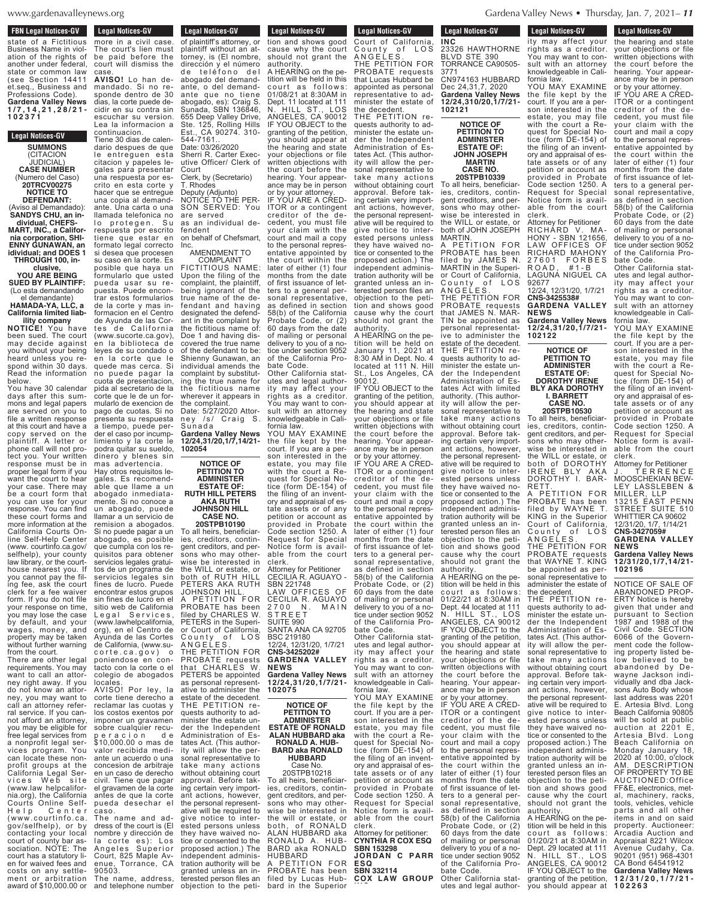**FBN Legal Notices-GV**

state of a Fictitious Business Name in violation of the rights of another under federal, state or common law (see Section 14411 et.seq., Business and Professions Code).
**Gardena Valley News 1/7,14,21,28/21-102371**

**Legal Notices-GV**

**SUMMONS**
(CITACION JUDICIAL)
**CASE NUMBER**
(Numero del Caso)
**20TRCV00275**
**NOTICE TO DEFENDANT:**
(Aviso al Demandado):
**SANDYS CHU, an individual, CHEFS-MART, INC., a California corporation, SHIENNY GUNAWAN, an idividual; and DOES 1 THROUGH 100, inclusive,**
**YOU ARE BEING SUED BY PLAINTIFF:**
(Lo esta demandando el demandante)
**HAMADA-YA, LLC, a California limited liability company**

**NOTICE!** You have been sued. The court may decide against you without your being heard unless you respond within 30 days. Read the information below.

You have 30 calendar days after this summons and legal papers are served on you to file a written response at this court and have a copy served on the plaintiff. A letter or phone call will not protect you. Your written response must be in proper legal form if you want the court to hear your case. There may be a court form that you can use for your response. You can find these court forms and more information at the California Courts Online Self-Help Center (www. courtinfo.ca.gov/ selfhelp), your county law library, or the courthouse nearest you. If you cannot pay the filing fee, ask the court clerk for a fee waiver form. If you do not file your response on time, you may lose the case by default, and your wages, money, and property may be taken without further warning from the court.

There are other legal requirements. You may want to call an attorney right away. If you do not know an attorney, you may want to call an attorney referral service. If you cannot afford an attorney, you may be eligible for free legal services from a nonprofit legal services program. You can locate these nonprofit groups at the California Legal Services Web site (www.law helpcalifornia.org), the California Courts Online Self-Help Center (www.courtinfo.ca. gov/selfhelp), or by contacting your local court of county bar association. NOTE: The court has a statutory lien for waived fees and costs on any settlement or arbitration award of $10,000.00 or more in a civil case. The court's lien must be paid before the court will dismiss the case.

**AVISO!** Lo han demandado. Si no responde dentro de 30 dias, la corte puede decidir en su contra sin escuchar su version. Lea la informacion a continuacion.

Tiene 30 dias de calendario despues de que le entreguen esta citacion y papeles legales para presentar una respuesta por escrito en esta corte y hacer que se entregue una copia al demandante. Una carta o una llamada telefonica no lo protegen. Su respuesta por escrito tiene que estar en formato legal correcto si desea que procesen su caso en la corte. Es posible que haya un formulario que usted pueda usar su respuesta. Puede encontrar estos formularios de la corte y mas informacion en el Centro de Ayunda de las Cortes de California (www.sucorte.ca.gov), en la biblioteca de leyes de su condado o en la corte que le quede mas cerca. Si no puede pagar la cuota de presentacion, pida al secretario de la corte que le de un formulario de exencion de pago de cuotas. Si no presenta su respuesta a tiempo, puede perder el caso por incumplimiento y la corte le podra quitar su sueldo, dinero y blenes sin mas advertencia.

Hay otros requisitos legales. Es recomendable que llame a un abogado inmediatamente. Si no conoce a un abogado, puede llamar a un servicio de remision a abogados. Si no puede pagar a un abogado, es posible que cumpla con los requisitos para obtener servicios legales gratuitos de un programa de servicios legales sin fines de lucro. Puede encontrar estos grupos sin fines de lucro en el sitio web de California Legal Services, (www.lawhelpcalifornia, org), en el Centro de Ayunda de las Cortes de California, (www.sucorte.ca.gov) o poniendose en contacto con la corte o el colegio de abogados locales.

AVISO! Por ley, la corte tiene derecho a reclamar las cuotas y los costos exentos por imponer un gravamen sobre cualquier recuperacion de $10,000.00 o mas de valor recibida mediante un acuerdo o una concesion de arbitraje en un caso de derecho civil. Tiene que pagar el gravamen de la corte antes de que la corte pueda desechar el caso.

The name and address of the court is (El nombre y dirección de la corte es): Los Angeles Superior Court, 825 Maple Avenue, Torrance, CA 90503.

The name, address, and telephone number of plaintiff's attorney, or plaintiff without an attorney, is (El nombre, dirección y el número de teléfono del abogado del demandante, o del demandante que no tiene abogado, es): Craig S. Sunada, SBN 136846, 655 Deep Valley Drive, Ste. 125, Rolling Hills Est., CA 90274. 310-544-7161..
Date: 03/26/2020
Sherri R. Carter Executive Officer/ Clerk of Court
Clerk, by (Secretario) T. Rhodes
Deputy (Adjunto)
NOTICE TO THE PERSON SERVED: You are served as an individual defendent on behalf of Chefsmart, Inc.

AMENDMENT TO COMPLAINT
FICTITIOUS NAME: Upon the filing of the complaint, the plaintiff, being ignorant of the true name of the defendant and having designated the defendant in the complaint by the fictitious name of: Doe 1 and having discovered the true name of the defendant to be: Shienny Gunawan, an individual amends the complaint by substituting the true name for the fictitious name wherever it appears in the complaint.
Date: 5/27/2020 Attorney /s/ Craig S. Sunada
**Gardena Valley News 12/24,31/20,1/7,14/21-102054**

**NOTICE OF PETITION TO ADMINISTER ESTATE OF: RUTH HILL PETERS AKA RUTH JOHNSON HILL CASE NO. 20STPB10190**

To all heirs, beneficiaries, creditors, contingent creditors, and persons who may otherwise be interested in the WILL or estate, or both of RUTH HILL PETERS AKA RUTH JOHNSON HILL.

A PETITION FOR PROBATE has been filed by CHARLES W. PETERS in the Superior Court of California, County of LOS ANGELES.

THE PETITION FOR PROBATE requests that CHARLES W. PETERS be appointed as personal representative to administer the estate of the decedent.

THE PETITION requests authority to administer the estate under the Independent Administration of Estates Act. (This authority will allow the personal representative to take many actions without obtaining court approval. Before taking certain very important actions, however, the personal representative will be required to give notice to interested persons unless they have waived notice or consented to the proposed action.) The independent administration authority will be granted unless an interested person files an objection to the petition and shows good cause why the court should not grant the authority.

A HEARING on the petition will be held in this court as follows: 01/08/21 at 8:30AM in Dept. 11 located at 111 N. HILL ST., LOS ANGELES, CA 90012

IF YOU OBJECT to the granting of the petition, you should appear at the hearing and state your objections or file written objections with the court before the hearing. Your appearance may be in person or by your attorney.

IF YOU ARE A CREDITOR or a contingent creditor of the decedent, you must file your claim with the court and mail a copy to the personal representative appointed by the court within the later of either (1) four months from the date of first issuance of letters to a general personal representative, as defined in section 58(b) of the California Probate Code, or (2) 60 days from the date of mailing or personal delivery to you of a notice under section 9052 of the California Probate Code.

Other California statutes and legal authority may affect your rights as a creditor. You may want to consult with an attorney knowledgeable in California law.

YOU MAY EXAMINE the file kept by the court. If you are a person interested in the estate, you may file with the court a Request for Special Notice (form DE-154) of the filing of an inventory and appraisal of estate assets or of any petition or account as provided in Probate Code section 1250. A Request for Special Notice form is available from the court clerk.

Attorney for Petitioner
CECILIA R. AGUAYO - SBN 221748
LAW OFFICES OF CECILIA R. AGUAYO
2700 N. MAIN STREET
SUITE 990
SANTA ANA CA 92705
BSC 219180
12/24, 12/31/20, 1/7/21
**CNS-3425202#**
**GARDENA VALLEY NEWS**
**Gardena Valley News 12/24,31/20,1/7/21-102075**

**NOTICE OF PETITION TO ADMINISTER ESTATE OF RONALD ALAN HUBBARD aka RONALD A. HUBBARD aka RONALD HUBBARD**
Case No. 20STPB10218

To all heirs, beneficiaries, creditors, contingent creditors, and persons who may otherwise be interested in the will or estate, or both, of RONALD ALAN HUBBARD aka RONALD A. HUBBARD aka RONALD HUBBARD

A PETITION FOR PROBATE has been filed by Lucas Hubbard in the Superior Court of California, County of LOS ANGELES.

THE PETITION FOR PROBATE requests that Lucas Hubbard be appointed as personal representative to administer the estate of the decedent.

THE PETITION requests authority to administer the estate under the Independent Administration of Estates Act. (This authority will allow the personal representative to take many actions without obtaining court approval. Before taking certain very important actions, however, the personal representative will be required to give notice to interested persons unless they have waived notice or consented to the proposed action.) The independent administration authority will be granted unless an interested person files an objection to the petition and shows good cause why the court should not grant the authority.

A HEARING on the petition will be held on January 11, 2021 at 8:30 AM in Dept. No. 4 located at 111 N. Hill St., Los Angeles, CA 90012.

IF YOU OBJECT to the granting of the petition, you should appear at the hearing and state your objections or file written objections with the court before the hearing. Your appearance may be in person or by your attorney.

IF YOU ARE A CREDITOR or a contingent creditor of the decedent, you must file your claim with the court and mail a copy to the personal representative appointed by the court within the later of either (1) four months from the date of first issuance of letters to a general personal representative, as defined in section 58(b) of the California Probate Code, or (2) 60 days from the date of mailing or personal delivery to you of a notice under section 9052 of the California Probate Code.

Other California statutes and legal authority may affect your rights as a creditor. You may want to consult with an attorney knowledgeable in California law.

YOU MAY EXAMINE the file kept by the court. If you are a person interested in the estate, you may file with the court a Request for Special Notice (form DE-154) of the filing of an inventory and appraisal of estate assets or of any petition or account as provided in Probate Code section 1250. A Request for Special Notice form is available from the court clerk.

Attorney for petitioner:
**CYNTHIA R COX ESQ SBN 153298**
**JORDAN C PARR ESQ SBN 332114**
**COX LAW GROUP INC**
23326 HAWTHORNE BLVD STE 390
TORRANCE CA90505-3771
CN974163 HUBBARD Dec 24,31,7, 2020
**Gardena Valley News 12/24,310/20,1/7/21-102121**

**NOTICE OF PETITION TO ADMINISTER ESTATE OF: JOHN JOSEPH MARTIN CASE NO. 20STPB10339**

To all heirs, beneficiaries, creditors, contingent creditors, and persons who may otherwise be interested in the WILL or estate, or both of JOHN JOSEPH MARTIN.

A PETITION FOR PROBATE has been filed by JAMES N. MARTIN in the Superior Court of California, County of LOS ANGELES.

THE PETITION FOR PROBATE requests that JAMES N. MARTIN be appointed as personal representative to administer the estate of the decedent.

THE PETITION requests authority to administer the estate under the Independent Administration of Estates Act with limited authority. (This authority will allow the personal representative to take many actions without obtaining court approval. Before taking certain very important actions, however, the personal representative will be required to give notice to interested persons unless they have waived notice or consented to the proposed action.) The independent administration authority will be granted unless an interested person files an objection to the petition and shows good cause why the court should not grant the authority.

A HEARING on the petition will be held in this court as follows: 01/22/21 at 8:30AM in Dept. 44 located at 111 N. HILL ST., LOS ANGELES, CA 90012

IF YOU OBJECT to the granting of the petition, you should appear at the hearing and state your objections or file written objections with the court before the hearing. Your appearance may be in person or by your attorney.

IF YOU ARE A CREDITOR or a contingent creditor of the decedent, you must file your claim with the court and mail a copy to the personal representative appointed by the court within the later of either (1) four months from the date of first issuance of letters to a general personal representative, as defined in section 58(b) of the California Probate Code, or (2) 60 days from the date of mailing or personal delivery to you of a notice under section 9052 of the California Probate Code.

Other California statutes and legal authority may affect your rights as a creditor. You may want to consult with an attorney knowledgeable in California law.

YOU MAY EXAMINE the file kept by the court. If you are a person interested in the estate, you may file with the court a Request for Special Notice (form DE-154) of the filing of an inventory and appraisal of estate assets or of any petition or account as provided in Probate Code section 1250. A Request for Special Notice form is available from the court clerk.

Attorney for Petitioner
RICHARD V. MAHONY - SBN 121656,
LAW OFFICES OF RICHARD MAHONY
27601 FORBES ROAD, #1-B
LAGUNA NIGUEL CA 92677
12/24, 12/31/20, 1/7/21
**CNS-3425538#**
**GARDENA VALLEY NEWS**
**Gardena Valley News 12/24,31/20,1/7/21-102122**

**NOTICE OF PETITION TO ADMINISTER ESTATE OF: DOROTHY IRENE BLY AKA DOROTHY I. BARRETT CASE NO. 20STPB10530**

To all heirs, beneficiaries, creditors, contingent creditors, and persons who may otherwise be interested in the WILL or estate, or both of DOROTHY IRENE BLY AKA DOROTHY I. BARRETT.

A PETITION FOR PROBATE has been filed by WAYNE T. KING in the Superior Court of California, County of LOS ANGELES.

THE PETITION FOR PROBATE requests that WAYNE T. KING be appointed as personal representative to administer the estate of the decedent.

THE PETITION requests authority to administer the estate under the Independent Administration of Estates Act. (This authority will allow the personal representative to take many actions without obtaining court approval. Before taking certain very important actions, however, the personal representative will be required to give notice to interested persons unless they have waived notice or consented to the proposed action.) The independent administration authority will be granted unless an interested person files an objection to the petition and shows good cause why the court should not grant the authority.

A HEARING on the petition will be held in this court as follows: 01/20/21 at 8:30AM in Dept. 29 located at 111 N. HILL ST., LOS ANGELES, CA 90012

IF YOU OBJECT to the granting of the petition, you should appear at the hearing and state your objections or file written objections with the court before the hearing. Your appearance may be in person or by your attorney.

IF YOU ARE A CREDITOR or a contingent creditor of the decedent, you must file your claim with the court and mail a copy to the personal representative appointed by the court within the later of either (1) four months from the date of first issuance of letters to a general personal representative, as defined in section 58(b) of the California Probate Code, or (2) 60 days from the date of mailing or personal delivery to you of a notice under section 9052 of the California Probate Code.

Other California statutes and legal authority may affect your rights as a creditor. You may want to consult with an attorney knowledgeable in California law.

YOU MAY EXAMINE the file kept by the court. If you are a person interested in the estate, you may file with the court a Request for Special Notice (form DE-154) of the filing of an inventory and appraisal of estate assets or of any petition or account as provided in Probate Code section 1250. A Request for Special Notice form is available from the court clerk.

Attorney for Petitioner
J. TERRENCE MOOSCHEKIAN BEWLEY LASSLEBEN & MILLER, LLP
13215 EAST PENN STREET SUITE 510
WHITTIER CA 90602
12/31/20, 1/7, 1/14/21
**CNS-3427059#**
**GARDENA VALLEY NEWS**
**Gardena Valley News 12/31/20,1/7,14/21-102196**

NOTICE OF SALE OF ABANDONED PROPERTY Notice is hereby given that under and pursuant to Section 1987 and 1988 of the Civil Code. SECTION 6066 of the Government code the following property listed below believed to be abandoned by Dewayne Jackson individually and dba Jacksons Auto Body whose last address was 2201 E. Artesia Blvd. Long Beach California 90805 will be sold at public auction at 2201 E, Artesia Blvd. Long Beach California on Monday January 18, 2020 at 10:00, o'clock AM. DESCRIPTION OF PROPERTY TO BE AUCTIONED:Office FF&E, electronics, metal, machinery, racks, tools, vehicles, vehicle parts and all other items in and on said property. Auctioneer: Arcadia Auction and Appraisal 8221 Wilcox Avenue Cudahy, Ca. 90201 (951) 968-4301 CA Bond 84541912
**Gardena Valley News 12/31/20,1/7/21-102263**